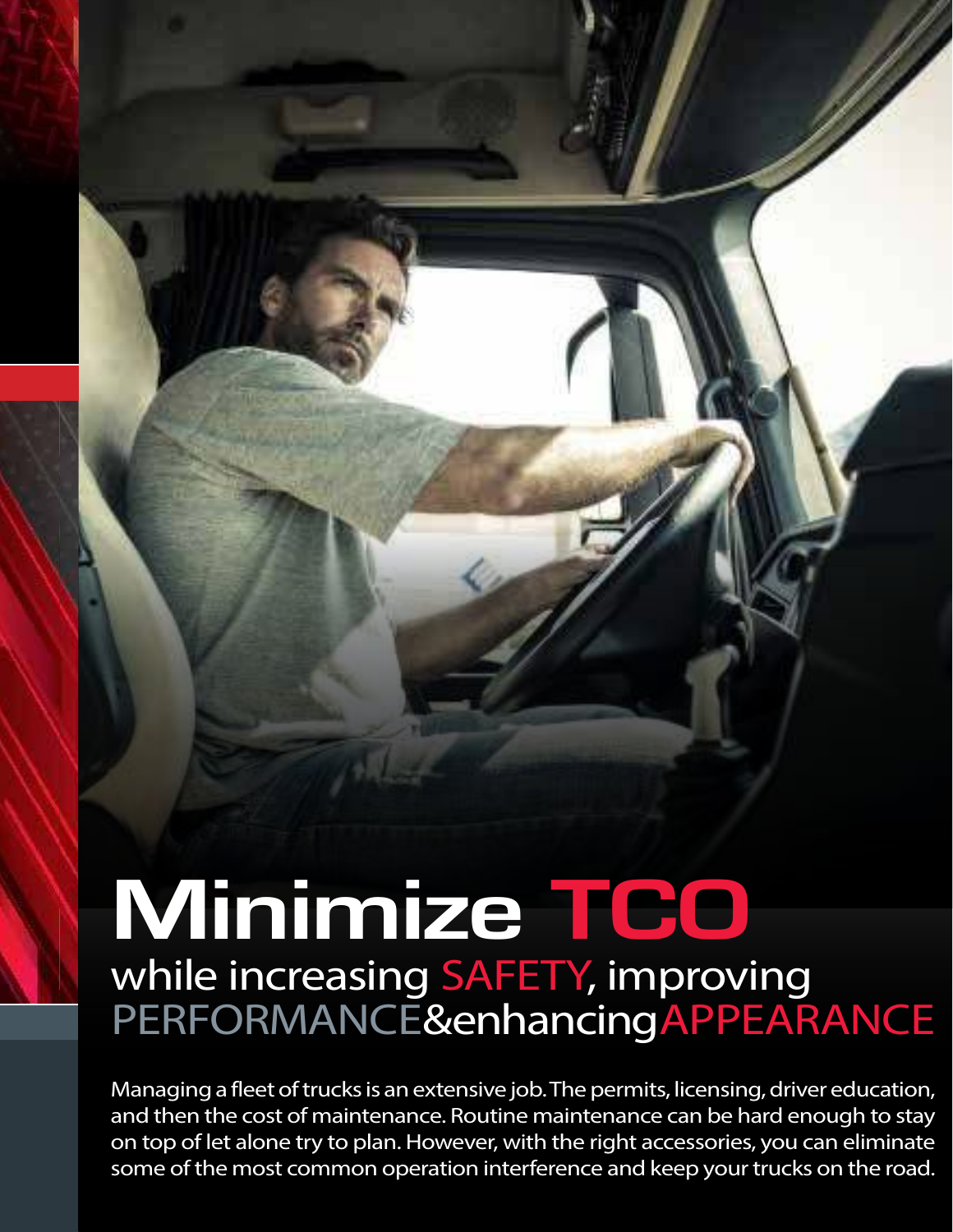# Minimize TCO

## while increasing SAFETY, improving PERFORMANCE & enhancing APPEARANCE

Managing a fleet of trucks is an extensive job. The permits, licensing, driver education, and then the cost of maintenance. Routine maintenance can be hard enough to stay on top of let alone try to plan. However, with the right accessories, you can eliminate some of the most common operation interference and keep your trucks on the road.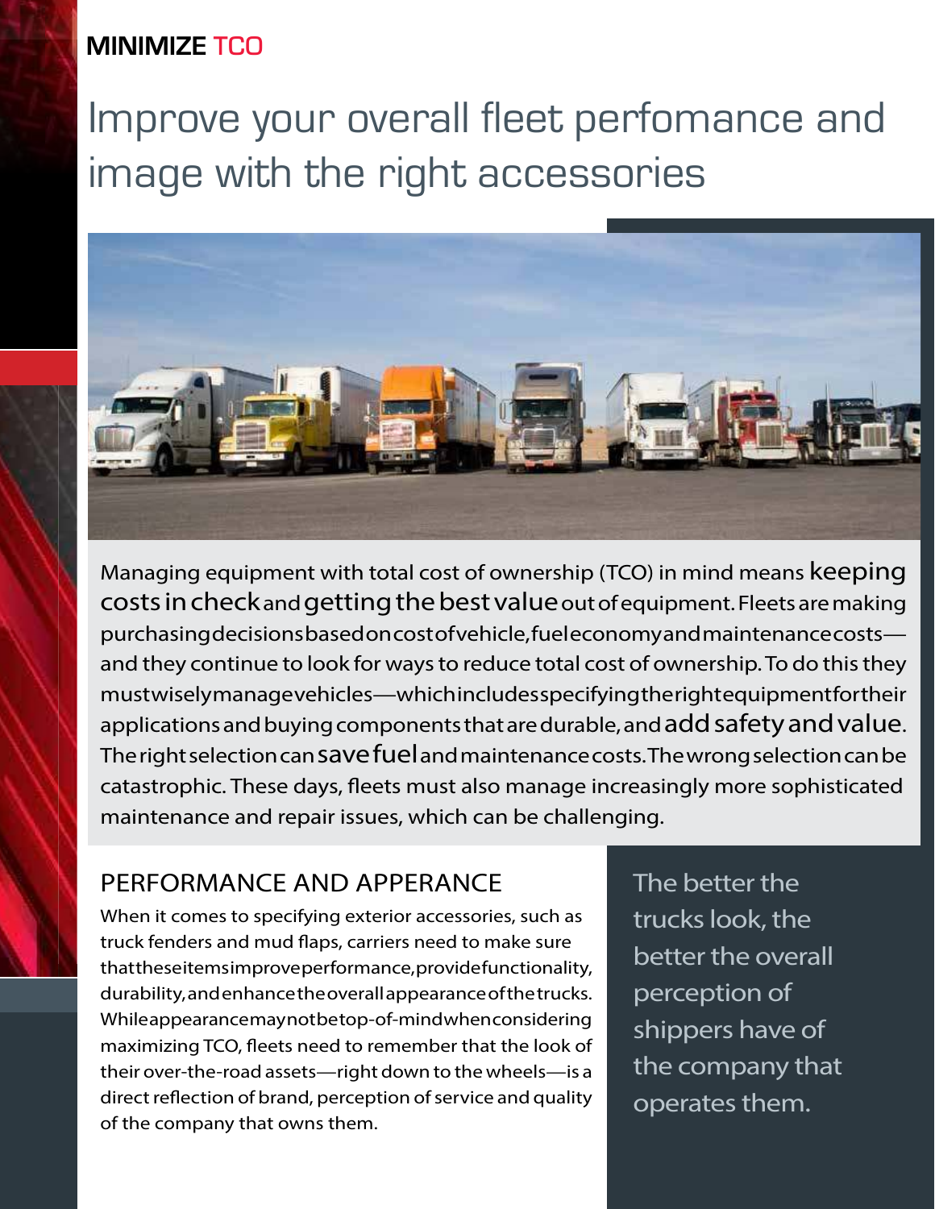**MINIMIZE TCO**

# Improve your overall fleet perfomance and image with the right accessories

Managing equipment with total cost of ownership (TCO) in mind means keeping costs in check and getting the best value out of equipment. Fleets are making purchasing decisions based on cost of vehicle, fuel economy and maintenance costs—and they continue to look for ways to reduce total cost of ownership. To do this they must wisely manage vehicles—which includes specifying the right equipment for their applications and buying components that are durable, and add safety and value. The right selection can save fuel and maintenance costs. The wrong selection can be catastrophic. These days, fleets must also manage increasingly more sophisticated maintenance and repair issues, which can be challenging.

## PERFORMANCE AND APPERANCE

When it comes to specifying exterior accessories, such as truck fenders and mud flaps, carriers need to make sure that these items improve performance, provide functionality, durability, and enhance the overall appearance of the trucks. While appearance may not be top-of-mind when considering maximizing TCO, fleets need to remember that the look of their over-the-road assets—right down to the wheels—is a direct reflection of brand, perception of service and quality of the company that owns them.

The better the trucks look, the better the overall perception of shippers have of the company that operates them.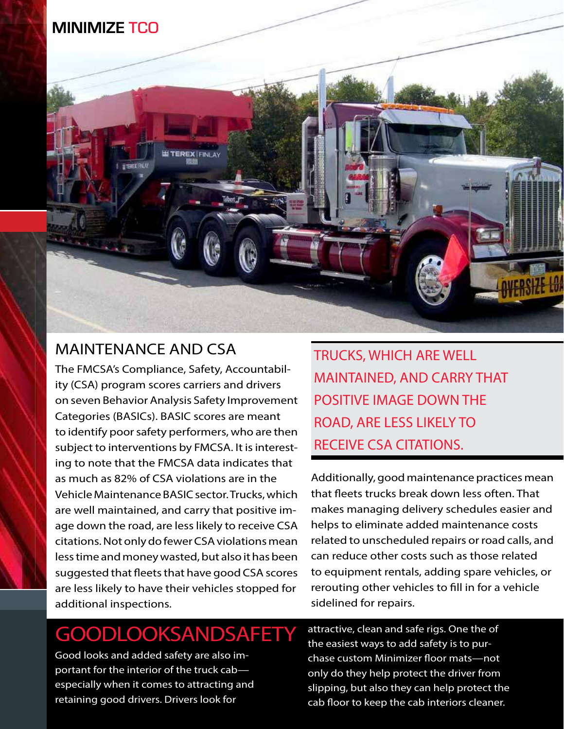## MINIMIZE TCO

## MAINTENANCE AND CSA

The FMCSA's Compliance, Safety, Accountability (CSA) program scores carriers and drivers on seven Behavior Analysis Safety Improvement Categories (BASICs). BASIC scores are meant to identify poor safety performers, who are then subject to interventions by FMCSA. It is interesting to note that the FMCSA data indicates that as much as 82% of CSA violations are in the Vehicle Maintenance BASIC sector. Trucks, which are well maintained, and carry that positive image down the road, are less likely to receive CSA citations. Not only do fewer CSA violations mean less time and money wasted, but also it has been suggested that fleets that have good CSA scores are less likely to have their vehicles stopped for additional inspections.

> TRUCKS, WHICH ARE WELL MAINTAINED, AND CARRY THAT POSITIVE IMAGE DOWN THE ROAD, ARE LESS LIKELY TO RECEIVE CSA CITATIONS.

Additionally, good maintenance practices mean that fleets trucks break down less often. That makes managing delivery schedules easier and helps to eliminate added maintenance costs related to unscheduled repairs or road calls, and can reduce other costs such as those related to equipment rentals, adding spare vehicles, or rerouting other vehicles to fill in for a vehicle sidelined for repairs.

## GOODLOOKSANDSAFETY

Good looks and added safety are also important for the interior of the truck cab—especially when it comes to attracting and retaining good drivers. Drivers look for attractive, clean and safe rigs. One the of the easiest ways to add safety is to purchase custom Minimizer floor mats—not only do they help protect the driver from slipping, but also they can help protect the cab floor to keep the cab interiors cleaner.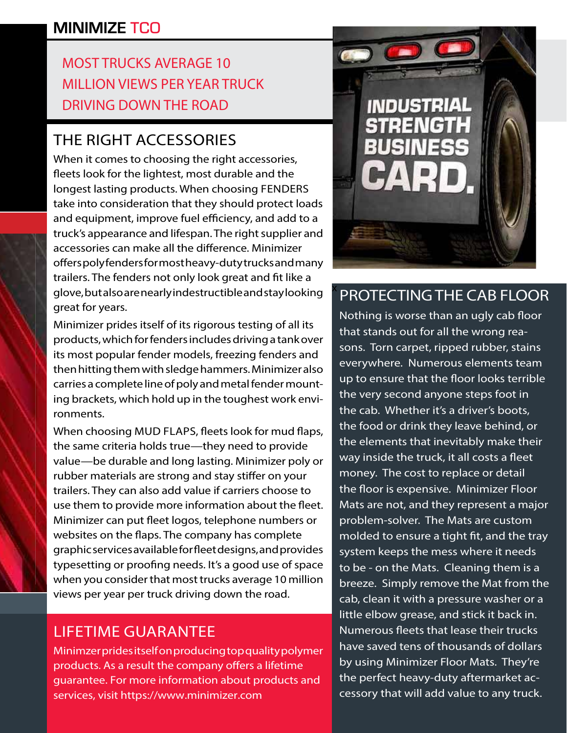## MINIMIZE TCO

MOST TRUCKS AVERAGE 10 MILLION VIEWS PER YEAR TRUCK DRIVING DOWN THE ROAD

### THE RIGHT ACCESSORIES

When it comes to choosing the right accessories, fleets look for the lightest, most durable and the longest lasting products. When choosing FENDERS take into consideration that they should protect loads and equipment, improve fuel efficiency, and add to a truck's appearance and lifespan. The right supplier and accessories can make all the difference. Minimizer offers poly fenders for most heavy-duty trucks and many trailers. The fenders not only look great and fit like a glove, but also are nearly indestructible and stay looking great for years.

Minimizer prides itself of its rigorous testing of all its products, which for fenders includes driving a tank over its most popular fender models, freezing fenders and then hitting them with sledge hammers. Minimizer also carries a complete line of poly and metal fender mounting brackets, which hold up in the toughest work environments.

When choosing MUD FLAPS, fleets look for mud flaps, the same criteria holds true—they need to provide value—be durable and long lasting. Minimizer poly or rubber materials are strong and stay stiffer on your trailers. They can also add value if carriers choose to use them to provide more information about the fleet. Minimizer can put fleet logos, telephone numbers or websites on the flaps. The company has complete graphic services available for fleet designs, and provides typesetting or proofing needs. It's a good use of space when you consider that most trucks average 10 million views per year per truck driving down the road.

### LIFETIME GUARANTEE

Minimzer prides itself on producing top quality polymer products. As a result the company offers a lifetime guarantee. For more information about products and services, visit https://www.minimizer.com

INDUSTRIAL STRENGTH BUSINESS CARD.

### PROTECTING THE CAB FLOOR

Nothing is worse than an ugly cab floor that stands out for all the wrong reasons. Torn carpet, ripped rubber, stains everywhere. Numerous elements team up to ensure that the floor looks terrible the very second anyone steps foot in the cab. Whether it's a driver's boots, the food or drink they leave behind, or the elements that inevitably make their way inside the truck, it all costs a fleet money. The cost to replace or detail the floor is expensive. Minimizer Floor Mats are not, and they represent a major problem-solver. The Mats are custom molded to ensure a tight fit, and the tray system keeps the mess where it needs to be - on the Mats. Cleaning them is a breeze. Simply remove the Mat from the cab, clean it with a pressure washer or a little elbow grease, and stick it back in. Numerous fleets that lease their trucks have saved tens of thousands of dollars by using Minimizer Floor Mats. They're the perfect heavy-duty aftermarket accessory that will add value to any truck.